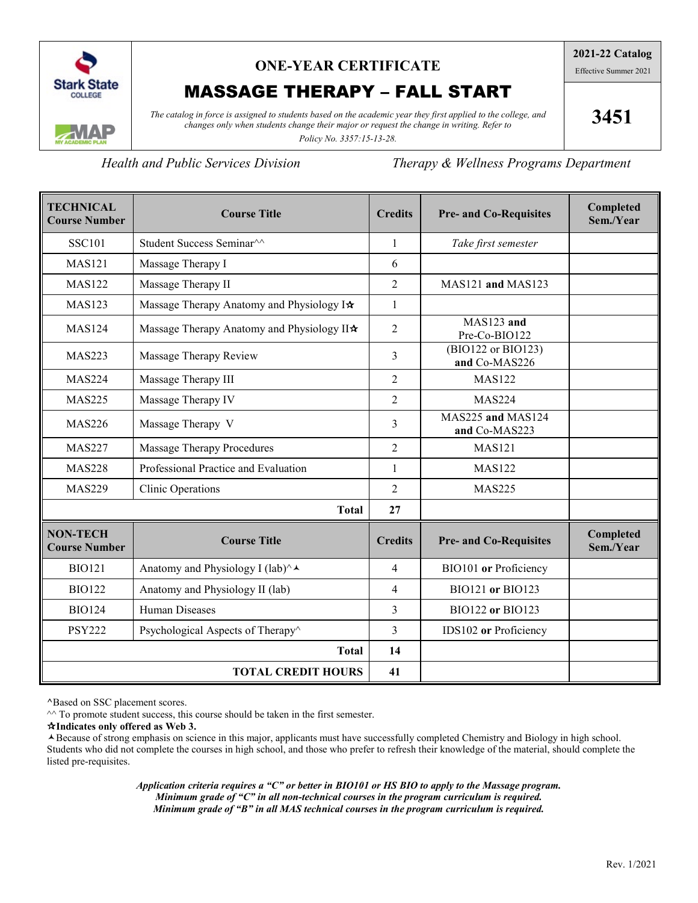Stark State COLLEGE

MAP MY ACADEMIC PLAN

# ONE-YEAR CERTIFICATE

# MASSAGE THERAPY – FALL START

*The catalog in force is assigned to students based on the academic year they first applied to the college, and changes only when students change their major or request the change in writing. Refer to Policy No. 3357:15-13-28.*

**2021-22 Catalog**

Effective Summer 2021

**3451**

*Health and Public Services Division* *Therapy & Wellness Programs Department*

| TECHNICAL Course Number | Course Title | Credits | Pre- and Co-Requisites | Completed Sem./Year |
|---|---|---|---|---|
| SSC101 | Student Success Seminar^^ | 1 | *Take first semester* | |
| MAS121 | Massage Therapy I | 6 | | |
| MAS122 | Massage Therapy II | 2 | MAS121 **and** MAS123 | |
| MAS123 | Massage Therapy Anatomy and Physiology I✩ | 1 | | |
| MAS124 | Massage Therapy Anatomy and Physiology II✩ | 2 | MAS123 **and** Pre-Co-BIO122 | |
| MAS223 | Massage Therapy Review | 3 | (BIO122 or BIO123) **and** Co-MAS226 | |
| MAS224 | Massage Therapy III | 2 | MAS122 | |
| MAS225 | Massage Therapy IV | 2 | MAS224 | |
| MAS226 | Massage Therapy V | 3 | MAS225 **and** MAS124 **and** Co-MAS223 | |
| MAS227 | Massage Therapy Procedures | 2 | MAS121 | |
| MAS228 | Professional Practice and Evaluation | 1 | MAS122 | |
| MAS229 | Clinic Operations | 2 | MAS225 | |
| | **Total** | **27** | | |
| **NON-TECH Course Number** | **Course Title** | **Credits** | **Pre- and Co-Requisites** | **Completed Sem./Year** |
| BIO121 | Anatomy and Physiology I (lab)^⅄ | 4 | BIO101 **or** Proficiency | |
| BIO122 | Anatomy and Physiology II (lab) | 4 | BIO121 **or** BIO123 | |
| BIO124 | Human Diseases | 3 | BIO122 **or** BIO123 | |
| PSY222 | Psychological Aspects of Therapy^ | 3 | IDS102 **or** Proficiency | |
| | **Total** | **14** | | |
| | **TOTAL CREDIT HOURS** | **41** | | |

^Based on SSC placement scores.

^^ To promote student success, this course should be taken in the first semester.

**✩Indicates only offered as Web 3.**

⅄Because of strong emphasis on science in this major, applicants must have successfully completed Chemistry and Biology in high school. Students who did not complete the courses in high school, and those who prefer to refresh their knowledge of the material, should complete the listed pre-requisites.

***Application criteria requires a "C" or better in BIO101 or HS BIO to apply to the Massage program.***
***Minimum grade of "C" in all non-technical courses in the program curriculum is required.***
***Minimum grade of "B" in all MAS technical courses in the program curriculum is required.***

Rev. 1/2021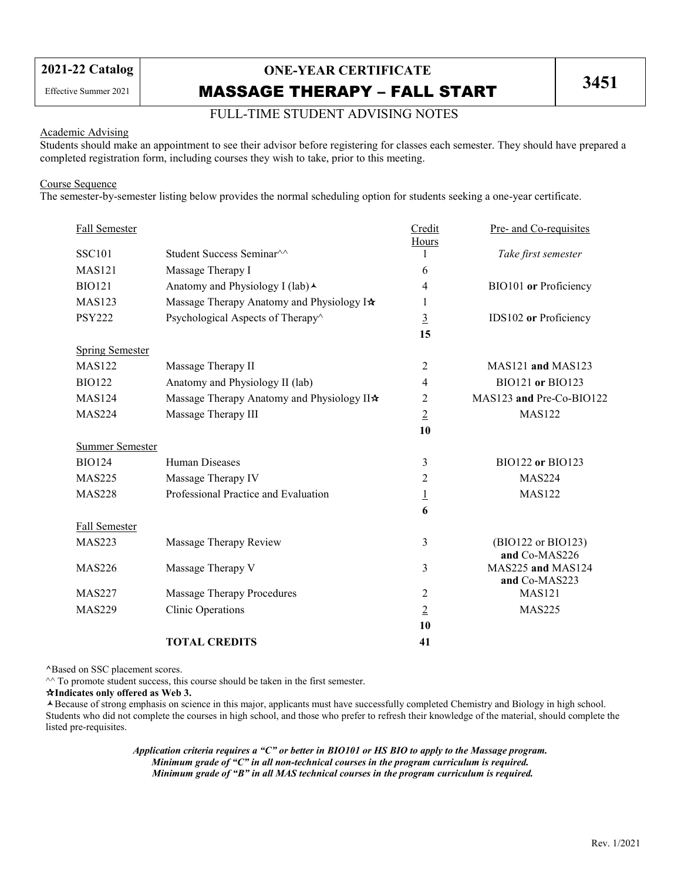**2021-22 Catalog**
Effective Summer 2021

# ONE-YEAR CERTIFICATE
# MASSAGE THERAPY – FALL START

**3451**

## FULL-TIME STUDENT ADVISING NOTES

Academic Advising
Students should make an appointment to see their advisor before registering for classes each semester. They should have prepared a completed registration form, including courses they wish to take, prior to this meeting.

Course Sequence
The semester-by-semester listing below provides the normal scheduling option for students seeking a one-year certificate.

| | | Credit Hours | Pre- and Co-requisites |
|---|---|---|---|
| **Fall Semester** | | | |
| SSC101 | Student Success Seminar^^ | 1 | *Take first semester* |
| MAS121 | Massage Therapy I | 6 | |
| BIO121 | Anatomy and Physiology I (lab)⅄ | 4 | BIO101 **or** Proficiency |
| MAS123 | Massage Therapy Anatomy and Physiology I✫ | 1 | |
| PSY222 | Psychological Aspects of Therapy^ | 3 | IDS102 **or** Proficiency |
| | | **15** | |
| **Spring Semester** | | | |
| MAS122 | Massage Therapy II | 2 | MAS121 **and** MAS123 |
| BIO122 | Anatomy and Physiology II (lab) | 4 | BIO121 **or** BIO123 |
| MAS124 | Massage Therapy Anatomy and Physiology II✫ | 2 | MAS123 **and** Pre-Co-BIO122 |
| MAS224 | Massage Therapy III | 2 | MAS122 |
| | | **10** | |
| **Summer Semester** | | | |
| BIO124 | Human Diseases | 3 | BIO122 **or** BIO123 |
| MAS225 | Massage Therapy IV | 2 | MAS224 |
| MAS228 | Professional Practice and Evaluation | 1 | MAS122 |
| | | **6** | |
| **Fall Semester** | | | |
| MAS223 | Massage Therapy Review | 3 | (BIO122 or BIO123) **and** Co-MAS226 |
| MAS226 | Massage Therapy V | 3 | MAS225 **and** MAS124 **and** Co-MAS223 |
| MAS227 | Massage Therapy Procedures | 2 | MAS121 |
| MAS229 | Clinic Operations | 2 | MAS225 |
| | | **10** | |
| | **TOTAL CREDITS** | **41** | |

^Based on SSC placement scores.
^^ To promote student success, this course should be taken in the first semester.
✫**Indicates only offered as Web 3.**
⅄Because of strong emphasis on science in this major, applicants must have successfully completed Chemistry and Biology in high school. Students who did not complete the courses in high school, and those who prefer to refresh their knowledge of the material, should complete the listed pre-requisites.

***Application criteria requires a "C" or better in BIO101 or HS BIO to apply to the Massage program.***
***Minimum grade of "C" in all non-technical courses in the program curriculum is required.***
***Minimum grade of "B" in all MAS technical courses in the program curriculum is required.***

Rev. 1/2021